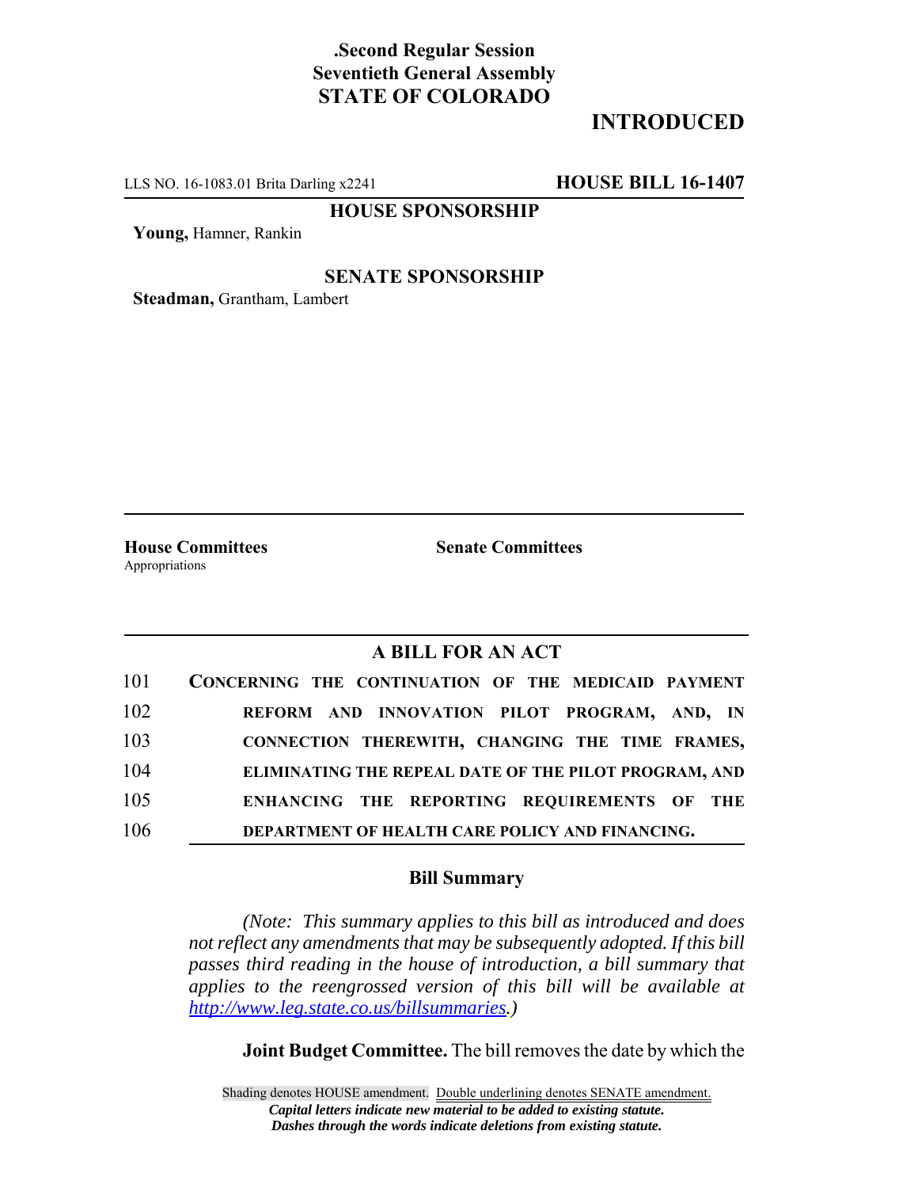**.Second Regular Session**
**Seventieth General Assembly**
**STATE OF COLORADO**

**INTRODUCED**

LLS NO. 16-1083.01 Brita Darling x2241 **HOUSE BILL 16-1407**

**HOUSE SPONSORSHIP**

**Young,** Hamner, Rankin

**SENATE SPONSORSHIP**

**Steadman,** Grantham, Lambert

**House Committees**
Appropriations

**Senate Committees**

## A BILL FOR AN ACT

101 **CONCERNING THE CONTINUATION OF THE MEDICAID PAYMENT**
102 **REFORM AND INNOVATION PILOT PROGRAM, AND, IN**
103 **CONNECTION THEREWITH, CHANGING THE TIME FRAMES,**
104 **ELIMINATING THE REPEAL DATE OF THE PILOT PROGRAM, AND**
105 **ENHANCING THE REPORTING REQUIREMENTS OF THE**
106 **DEPARTMENT OF HEALTH CARE POLICY AND FINANCING.**

### Bill Summary

*(Note: This summary applies to this bill as introduced and does not reflect any amendments that may be subsequently adopted. If this bill passes third reading in the house of introduction, a bill summary that applies to the reengrossed version of this bill will be available at [http://www.leg.state.co.us/billsummaries](http://www.leg.state.co.us/billsummaries).)*

**Joint Budget Committee.** The bill removes the date by which the

Shading denotes HOUSE amendment. Double underlining denotes SENATE amendment.
***Capital letters indicate new material to be added to existing statute.***
***Dashes through the words indicate deletions from existing statute.***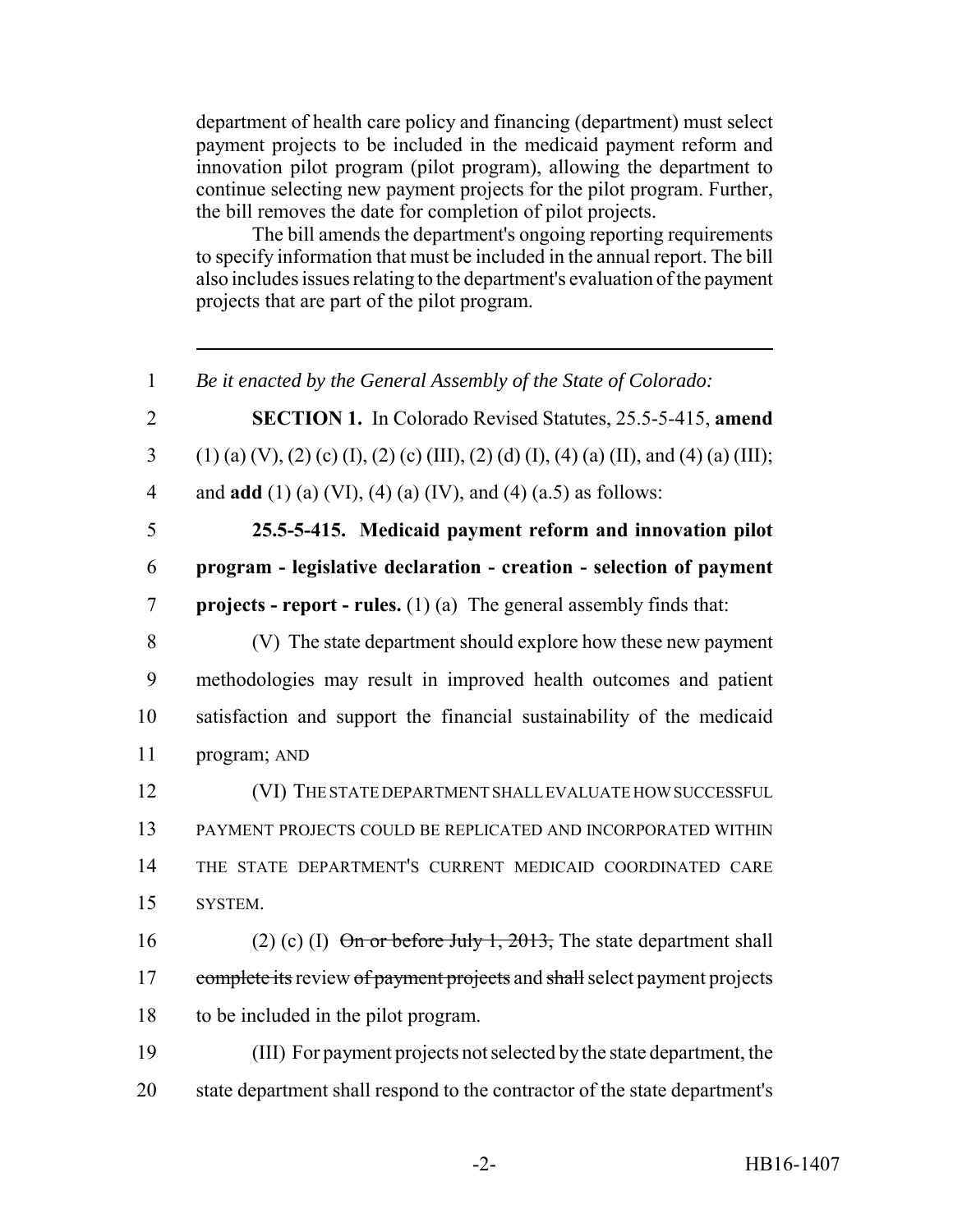department of health care policy and financing (department) must select payment projects to be included in the medicaid payment reform and innovation pilot program (pilot program), allowing the department to continue selecting new payment projects for the pilot program. Further, the bill removes the date for completion of pilot projects.

The bill amends the department's ongoing reporting requirements to specify information that must be included in the annual report. The bill also includes issues relating to the department's evaluation of the payment projects that are part of the pilot program.

---

1 *Be it enacted by the General Assembly of the State of Colorado:*

2 **SECTION 1.** In Colorado Revised Statutes, 25.5-5-415, **amend**
3 (1) (a) (V), (2) (c) (I), (2) (c) (III), (2) (d) (I), (4) (a) (II), and (4) (a) (III);
4 and **add** (1) (a) (VI), (4) (a) (IV), and (4) (a.5) as follows:

5 **25.5-5-415. Medicaid payment reform and innovation pilot**
6 **program - legislative declaration - creation - selection of payment**
7 **projects - report - rules.** (1) (a) The general assembly finds that:

8 (V) The state department should explore how these new payment
9 methodologies may result in improved health outcomes and patient
10 satisfaction and support the financial sustainability of the medicaid
11 program; AND

12 (VI) THE STATE DEPARTMENT SHALL EVALUATE HOW SUCCESSFUL
13 PAYMENT PROJECTS COULD BE REPLICATED AND INCORPORATED WITHIN
14 THE STATE DEPARTMENT'S CURRENT MEDICAID COORDINATED CARE
15 SYSTEM.

16 (2) (c) (I) ~~On or before July 1, 2013,~~ The state department shall
17 ~~complete its~~ review ~~of payment projects~~ and ~~shall~~ select payment projects
18 to be included in the pilot program.

19 (III) For payment projects not selected by the state department, the
20 state department shall respond to the contractor of the state department's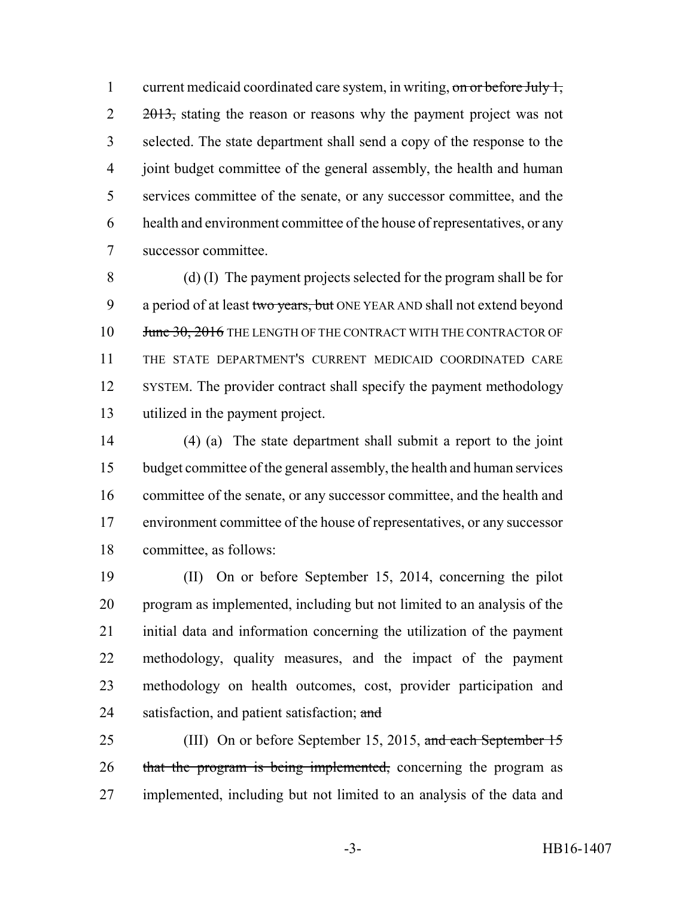current medicaid coordinated care system, in writing, ~~on or before July 1, 2013,~~ stating the reason or reasons why the payment project was not selected. The state department shall send a copy of the response to the joint budget committee of the general assembly, the health and human services committee of the senate, or any successor committee, and the health and environment committee of the house of representatives, or any successor committee.

(d) (I) The payment projects selected for the program shall be for a period of at least ~~two years, but~~ ONE YEAR AND shall not extend beyond ~~June 30, 2016~~ THE LENGTH OF THE CONTRACT WITH THE CONTRACTOR OF THE STATE DEPARTMENT'S CURRENT MEDICAID COORDINATED CARE SYSTEM. The provider contract shall specify the payment methodology utilized in the payment project.

(4) (a) The state department shall submit a report to the joint budget committee of the general assembly, the health and human services committee of the senate, or any successor committee, and the health and environment committee of the house of representatives, or any successor committee, as follows:

(II) On or before September 15, 2014, concerning the pilot program as implemented, including but not limited to an analysis of the initial data and information concerning the utilization of the payment methodology, quality measures, and the impact of the payment methodology on health outcomes, cost, provider participation and satisfaction, and patient satisfaction; ~~and~~

(III) On or before September 15, 2015, ~~and each September 15 that the program is being implemented,~~ concerning the program as implemented, including but not limited to an analysis of the data and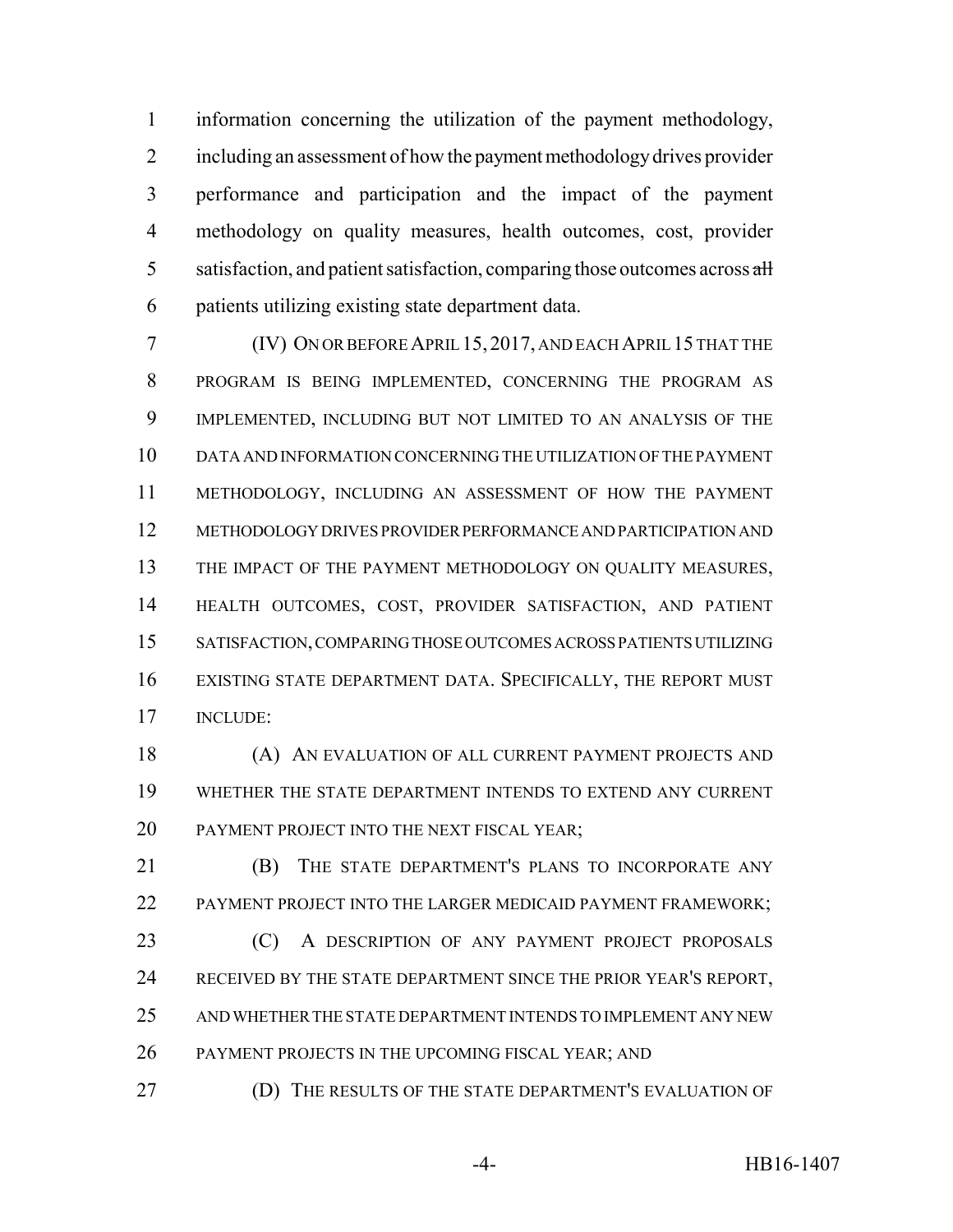information concerning the utilization of the payment methodology, including an assessment of how the payment methodology drives provider performance and participation and the impact of the payment methodology on quality measures, health outcomes, cost, provider satisfaction, and patient satisfaction, comparing those outcomes across ~~all~~ patients utilizing existing state department data.

(IV) ON OR BEFORE APRIL 15, 2017, AND EACH APRIL 15 THAT THE PROGRAM IS BEING IMPLEMENTED, CONCERNING THE PROGRAM AS IMPLEMENTED, INCLUDING BUT NOT LIMITED TO AN ANALYSIS OF THE DATA AND INFORMATION CONCERNING THE UTILIZATION OF THE PAYMENT METHODOLOGY, INCLUDING AN ASSESSMENT OF HOW THE PAYMENT METHODOLOGY DRIVES PROVIDER PERFORMANCE AND PARTICIPATION AND THE IMPACT OF THE PAYMENT METHODOLOGY ON QUALITY MEASURES, HEALTH OUTCOMES, COST, PROVIDER SATISFACTION, AND PATIENT SATISFACTION, COMPARING THOSE OUTCOMES ACROSS PATIENTS UTILIZING EXISTING STATE DEPARTMENT DATA. SPECIFICALLY, THE REPORT MUST INCLUDE:

(A) AN EVALUATION OF ALL CURRENT PAYMENT PROJECTS AND WHETHER THE STATE DEPARTMENT INTENDS TO EXTEND ANY CURRENT PAYMENT PROJECT INTO THE NEXT FISCAL YEAR;

(B) THE STATE DEPARTMENT'S PLANS TO INCORPORATE ANY PAYMENT PROJECT INTO THE LARGER MEDICAID PAYMENT FRAMEWORK;

(C) A DESCRIPTION OF ANY PAYMENT PROJECT PROPOSALS RECEIVED BY THE STATE DEPARTMENT SINCE THE PRIOR YEAR'S REPORT, AND WHETHER THE STATE DEPARTMENT INTENDS TO IMPLEMENT ANY NEW PAYMENT PROJECTS IN THE UPCOMING FISCAL YEAR; AND

(D) THE RESULTS OF THE STATE DEPARTMENT'S EVALUATION OF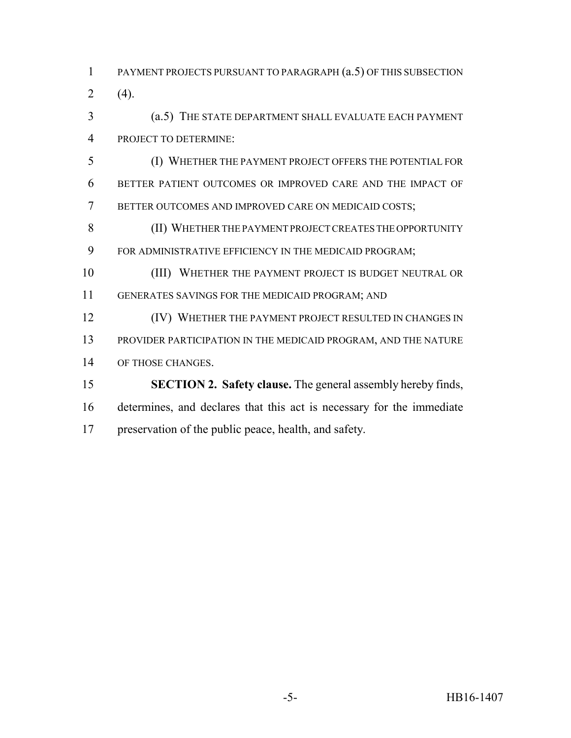PAYMENT PROJECTS PURSUANT TO PARAGRAPH (a.5) OF THIS SUBSECTION (4).

(a.5) THE STATE DEPARTMENT SHALL EVALUATE EACH PAYMENT PROJECT TO DETERMINE:

(I) WHETHER THE PAYMENT PROJECT OFFERS THE POTENTIAL FOR BETTER PATIENT OUTCOMES OR IMPROVED CARE AND THE IMPACT OF BETTER OUTCOMES AND IMPROVED CARE ON MEDICAID COSTS;

(II) WHETHER THE PAYMENT PROJECT CREATES THE OPPORTUNITY FOR ADMINISTRATIVE EFFICIENCY IN THE MEDICAID PROGRAM;

(III) WHETHER THE PAYMENT PROJECT IS BUDGET NEUTRAL OR GENERATES SAVINGS FOR THE MEDICAID PROGRAM; AND

(IV) WHETHER THE PAYMENT PROJECT RESULTED IN CHANGES IN PROVIDER PARTICIPATION IN THE MEDICAID PROGRAM, AND THE NATURE OF THOSE CHANGES.

**SECTION 2. Safety clause.** The general assembly hereby finds, determines, and declares that this act is necessary for the immediate preservation of the public peace, health, and safety.